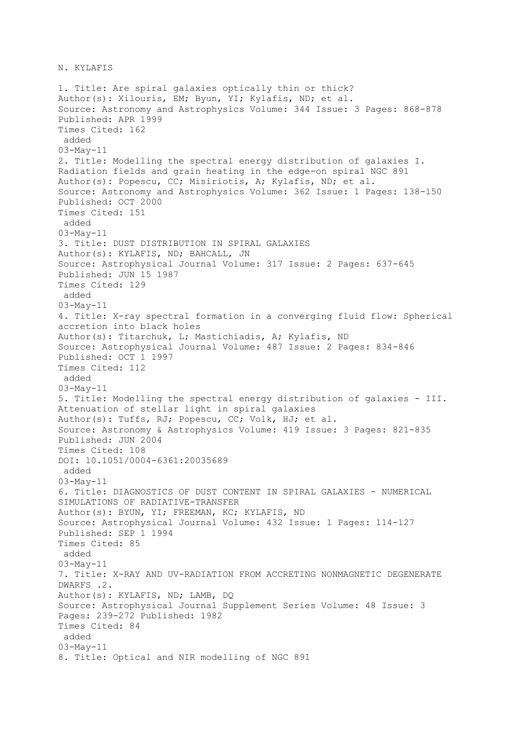N. KYLAFIS

1. Title: Are spiral galaxies optically thin or thick?
Author(s): Xilouris, EM; Byun, YI; Kylafis, ND; et al.
Source: Astronomy and Astrophysics Volume: 344 Issue: 3 Pages: 868-878
Published: APR 1999
Times Cited: 162
 added
03-May-11
2. Title: Modelling the spectral energy distribution of galaxies I. Radiation fields and grain heating in the edge-on spiral NGC 891
Author(s): Popescu, CC; Misiriotis, A; Kylafis, ND; et al.
Source: Astronomy and Astrophysics Volume: 362 Issue: 1 Pages: 138-150
Published: OCT 2000
Times Cited: 151
 added
03-May-11
3. Title: DUST DISTRIBUTION IN SPIRAL GALAXIES
Author(s): KYLAFIS, ND; BAHCALL, JN
Source: Astrophysical Journal Volume: 317 Issue: 2 Pages: 637-645
Published: JUN 15 1987
Times Cited: 129
 added
03-May-11
4. Title: X-ray spectral formation in a converging fluid flow: Spherical accretion into black holes
Author(s): Titarchuk, L; Mastichiadis, A; Kylafis, ND
Source: Astrophysical Journal Volume: 487 Issue: 2 Pages: 834-846
Published: OCT 1 1997
Times Cited: 112
 added
03-May-11
5. Title: Modelling the spectral energy distribution of galaxies - III. Attenuation of stellar light in spiral galaxies
Author(s): Tuffs, RJ; Popescu, CC; Volk, HJ; et al.
Source: Astronomy & Astrophysics Volume: 419 Issue: 3 Pages: 821-835
Published: JUN 2004
Times Cited: 108
DOI: 10.1051/0004-6361:20035689
 added
03-May-11
6. Title: DIAGNOSTICS OF DUST CONTENT IN SPIRAL GALAXIES - NUMERICAL SIMULATIONS OF RADIATIVE-TRANSFER
Author(s): BYUN, YI; FREEMAN, KC; KYLAFIS, ND
Source: Astrophysical Journal Volume: 432 Issue: 1 Pages: 114-127
Published: SEP 1 1994
Times Cited: 85
 added
03-May-11
7. Title: X-RAY AND UV-RADIATION FROM ACCRETING NONMAGNETIC DEGENERATE DWARFS .2.
Author(s): KYLAFIS, ND; LAMB, DQ
Source: Astrophysical Journal Supplement Series Volume: 48 Issue: 3 Pages: 239-272 Published: 1982
Times Cited: 84
 added
03-May-11
8. Title: Optical and NIR modelling of NGC 891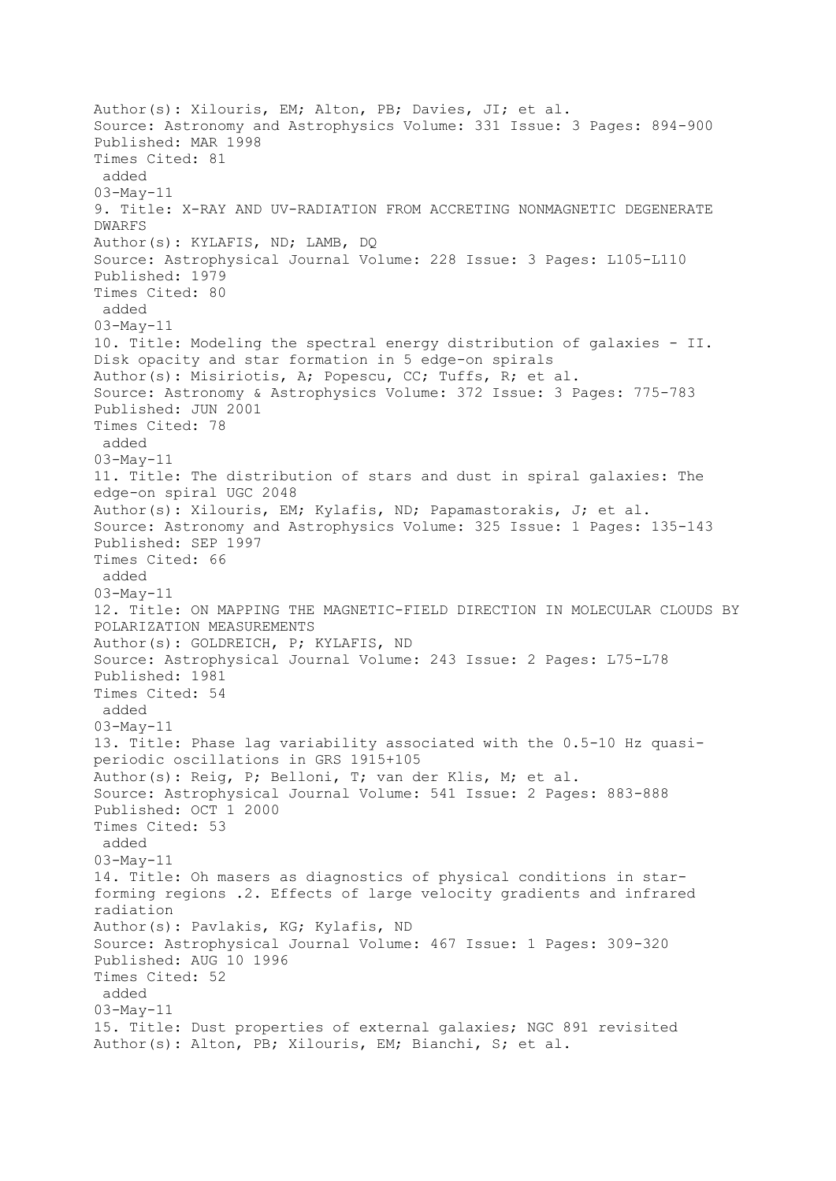Author(s): Xilouris, EM; Alton, PB; Davies, JI; et al.
Source: Astronomy and Astrophysics Volume: 331 Issue: 3 Pages: 894-900
Published: MAR 1998
Times Cited: 81
added
03-May-11

9. Title: X-RAY AND UV-RADIATION FROM ACCRETING NONMAGNETIC DEGENERATE DWARFS
Author(s): KYLAFIS, ND; LAMB, DQ
Source: Astrophysical Journal Volume: 228 Issue: 3 Pages: L105-L110
Published: 1979
Times Cited: 80
added
03-May-11

10. Title: Modeling the spectral energy distribution of galaxies - II. Disk opacity and star formation in 5 edge-on spirals
Author(s): Misiriotis, A; Popescu, CC; Tuffs, R; et al.
Source: Astronomy & Astrophysics Volume: 372 Issue: 3 Pages: 775-783
Published: JUN 2001
Times Cited: 78
added
03-May-11

11. Title: The distribution of stars and dust in spiral galaxies: The edge-on spiral UGC 2048
Author(s): Xilouris, EM; Kylafis, ND; Papamastorakis, J; et al.
Source: Astronomy and Astrophysics Volume: 325 Issue: 1 Pages: 135-143
Published: SEP 1997
Times Cited: 66
added
03-May-11

12. Title: ON MAPPING THE MAGNETIC-FIELD DIRECTION IN MOLECULAR CLOUDS BY POLARIZATION MEASUREMENTS
Author(s): GOLDREICH, P; KYLAFIS, ND
Source: Astrophysical Journal Volume: 243 Issue: 2 Pages: L75-L78
Published: 1981
Times Cited: 54
added
03-May-11

13. Title: Phase lag variability associated with the 0.5-10 Hz quasi-periodic oscillations in GRS 1915+105
Author(s): Reig, P; Belloni, T; van der Klis, M; et al.
Source: Astrophysical Journal Volume: 541 Issue: 2 Pages: 883-888
Published: OCT 1 2000
Times Cited: 53
added
03-May-11

14. Title: Oh masers as diagnostics of physical conditions in star-forming regions .2. Effects of large velocity gradients and infrared radiation
Author(s): Pavlakis, KG; Kylafis, ND
Source: Astrophysical Journal Volume: 467 Issue: 1 Pages: 309-320
Published: AUG 10 1996
Times Cited: 52
added
03-May-11

15. Title: Dust properties of external galaxies; NGC 891 revisited
Author(s): Alton, PB; Xilouris, EM; Bianchi, S; et al.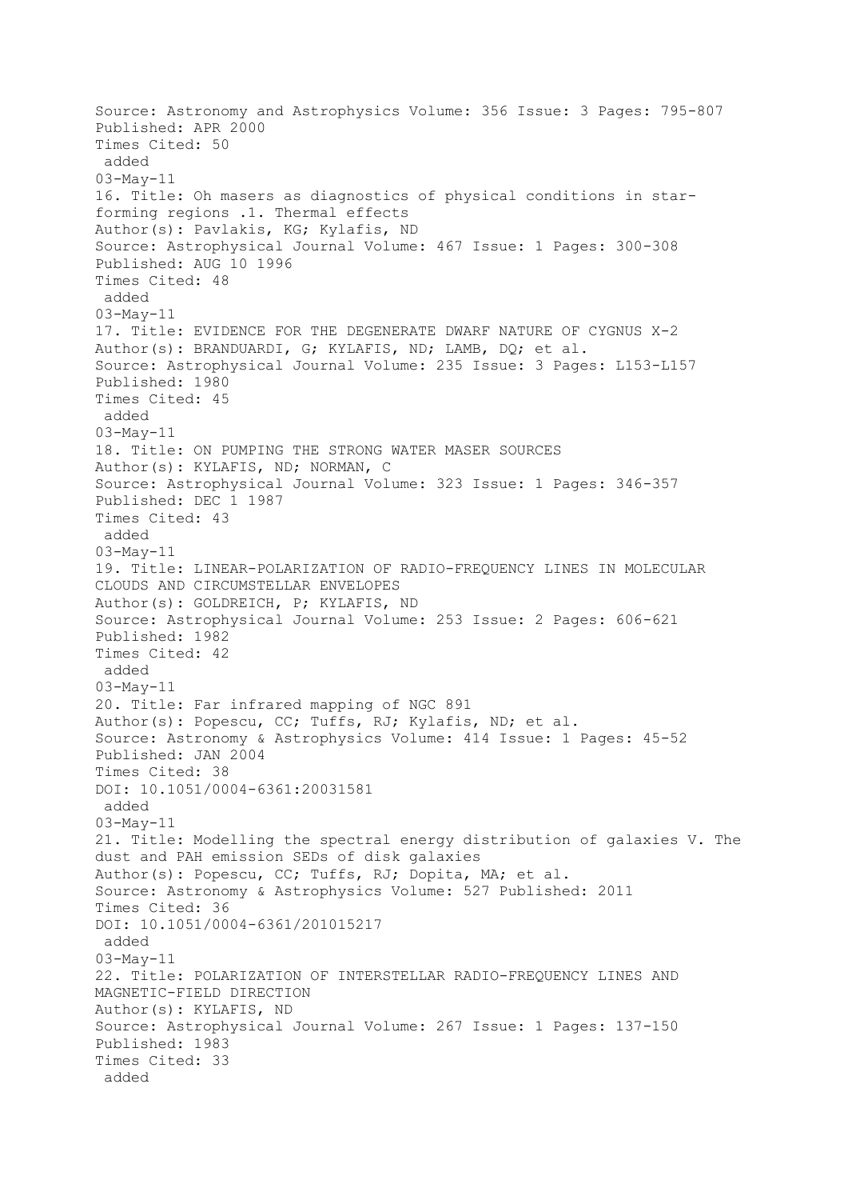Source: Astronomy and Astrophysics Volume: 356 Issue: 3 Pages: 795-807
Published: APR 2000
Times Cited: 50
added
03-May-11

16. Title: Oh masers as diagnostics of physical conditions in star-forming regions .1. Thermal effects
Author(s): Pavlakis, KG; Kylafis, ND
Source: Astrophysical Journal Volume: 467 Issue: 1 Pages: 300-308
Published: AUG 10 1996
Times Cited: 48
added
03-May-11

17. Title: EVIDENCE FOR THE DEGENERATE DWARF NATURE OF CYGNUS X-2
Author(s): BRANDUARDI, G; KYLAFIS, ND; LAMB, DQ; et al.
Source: Astrophysical Journal Volume: 235 Issue: 3 Pages: L153-L157
Published: 1980
Times Cited: 45
added
03-May-11

18. Title: ON PUMPING THE STRONG WATER MASER SOURCES
Author(s): KYLAFIS, ND; NORMAN, C
Source: Astrophysical Journal Volume: 323 Issue: 1 Pages: 346-357
Published: DEC 1 1987
Times Cited: 43
added
03-May-11

19. Title: LINEAR-POLARIZATION OF RADIO-FREQUENCY LINES IN MOLECULAR CLOUDS AND CIRCUMSTELLAR ENVELOPES
Author(s): GOLDREICH, P; KYLAFIS, ND
Source: Astrophysical Journal Volume: 253 Issue: 2 Pages: 606-621
Published: 1982
Times Cited: 42
added
03-May-11

20. Title: Far infrared mapping of NGC 891
Author(s): Popescu, CC; Tuffs, RJ; Kylafis, ND; et al.
Source: Astronomy & Astrophysics Volume: 414 Issue: 1 Pages: 45-52
Published: JAN 2004
Times Cited: 38
DOI: 10.1051/0004-6361:20031581
added
03-May-11

21. Title: Modelling the spectral energy distribution of galaxies V. The dust and PAH emission SEDs of disk galaxies
Author(s): Popescu, CC; Tuffs, RJ; Dopita, MA; et al.
Source: Astronomy & Astrophysics Volume: 527 Published: 2011
Times Cited: 36
DOI: 10.1051/0004-6361/201015217
added
03-May-11

22. Title: POLARIZATION OF INTERSTELLAR RADIO-FREQUENCY LINES AND MAGNETIC-FIELD DIRECTION
Author(s): KYLAFIS, ND
Source: Astrophysical Journal Volume: 267 Issue: 1 Pages: 137-150
Published: 1983
Times Cited: 33
added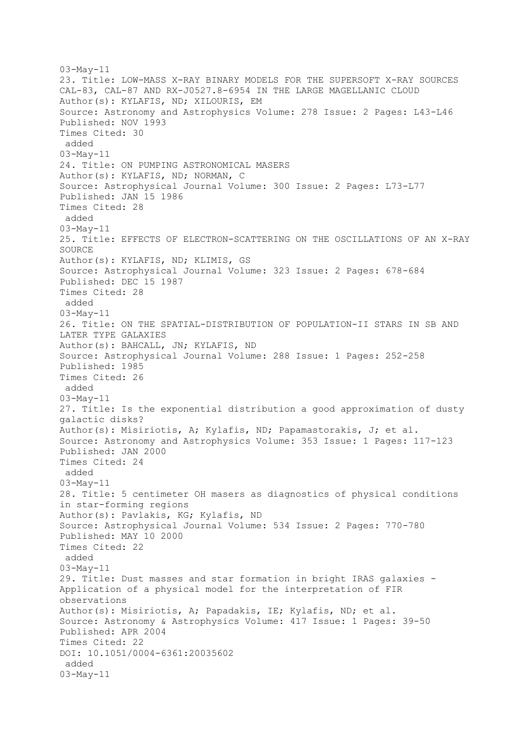03-May-11

23. Title: LOW-MASS X-RAY BINARY MODELS FOR THE SUPERSOFT X-RAY SOURCES CAL-83, CAL-87 AND RX-J0527.8-6954 IN THE LARGE MAGELLANIC CLOUD
Author(s): KYLAFIS, ND; XILOURIS, EM
Source: Astronomy and Astrophysics Volume: 278 Issue: 2 Pages: L43-L46
Published: NOV 1993
Times Cited: 30
added
03-May-11

24. Title: ON PUMPING ASTRONOMICAL MASERS
Author(s): KYLAFIS, ND; NORMAN, C
Source: Astrophysical Journal Volume: 300 Issue: 2 Pages: L73-L77
Published: JAN 15 1986
Times Cited: 28
added
03-May-11

25. Title: EFFECTS OF ELECTRON-SCATTERING ON THE OSCILLATIONS OF AN X-RAY SOURCE
Author(s): KYLAFIS, ND; KLIMIS, GS
Source: Astrophysical Journal Volume: 323 Issue: 2 Pages: 678-684
Published: DEC 15 1987
Times Cited: 28
added
03-May-11

26. Title: ON THE SPATIAL-DISTRIBUTION OF POPULATION-II STARS IN SB AND LATER TYPE GALAXIES
Author(s): BAHCALL, JN; KYLAFIS, ND
Source: Astrophysical Journal Volume: 288 Issue: 1 Pages: 252-258
Published: 1985
Times Cited: 26
added
03-May-11

27. Title: Is the exponential distribution a good approximation of dusty galactic disks?
Author(s): Misiriotis, A; Kylafis, ND; Papamastorakis, J; et al.
Source: Astronomy and Astrophysics Volume: 353 Issue: 1 Pages: 117-123
Published: JAN 2000
Times Cited: 24
added
03-May-11

28. Title: 5 centimeter OH masers as diagnostics of physical conditions in star-forming regions
Author(s): Pavlakis, KG; Kylafis, ND
Source: Astrophysical Journal Volume: 534 Issue: 2 Pages: 770-780
Published: MAY 10 2000
Times Cited: 22
added
03-May-11

29. Title: Dust masses and star formation in bright IRAS galaxies - Application of a physical model for the interpretation of FIR observations
Author(s): Misiriotis, A; Papadakis, IE; Kylafis, ND; et al.
Source: Astronomy & Astrophysics Volume: 417 Issue: 1 Pages: 39-50
Published: APR 2004
Times Cited: 22
DOI: 10.1051/0004-6361:20035602
added
03-May-11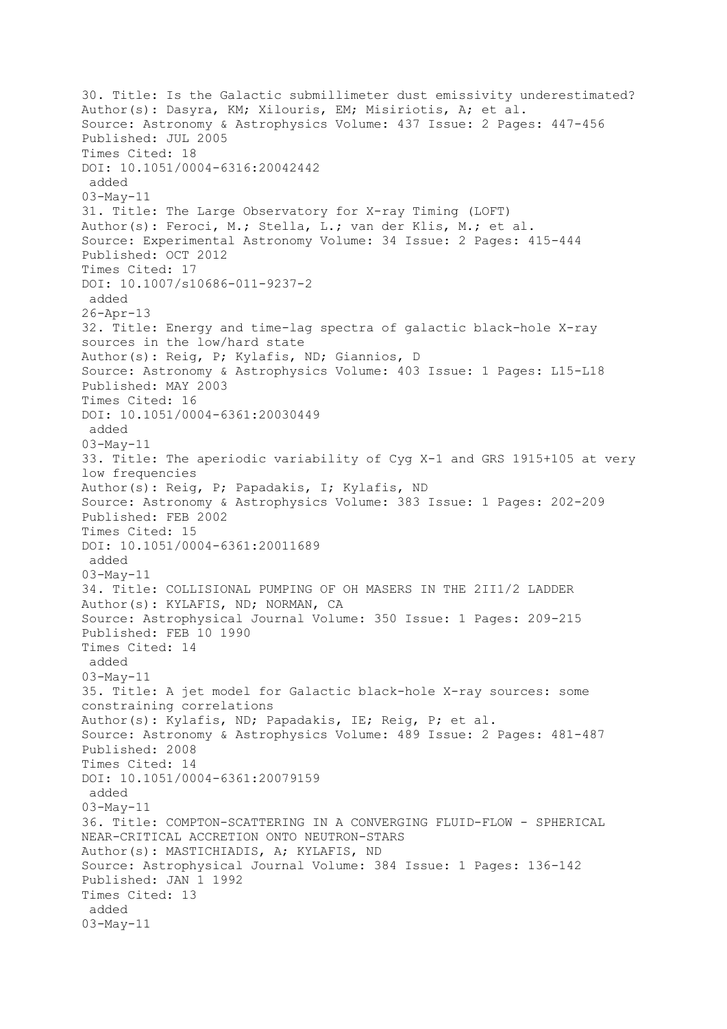30. Title: Is the Galactic submillimeter dust emissivity underestimated?
Author(s): Dasyra, KM; Xilouris, EM; Misiriotis, A; et al.
Source: Astronomy & Astrophysics Volume: 437 Issue: 2 Pages: 447-456
Published: JUL 2005
Times Cited: 18
DOI: 10.1051/0004-6316:20042442
added
03-May-11

31. Title: The Large Observatory for X-ray Timing (LOFT)
Author(s): Feroci, M.; Stella, L.; van der Klis, M.; et al.
Source: Experimental Astronomy Volume: 34 Issue: 2 Pages: 415-444
Published: OCT 2012
Times Cited: 17
DOI: 10.1007/s10686-011-9237-2
added
26-Apr-13

32. Title: Energy and time-lag spectra of galactic black-hole X-ray sources in the low/hard state
Author(s): Reig, P; Kylafis, ND; Giannios, D
Source: Astronomy & Astrophysics Volume: 403 Issue: 1 Pages: L15-L18
Published: MAY 2003
Times Cited: 16
DOI: 10.1051/0004-6361:20030449
added
03-May-11

33. Title: The aperiodic variability of Cyg X-1 and GRS 1915+105 at very low frequencies
Author(s): Reig, P; Papadakis, I; Kylafis, ND
Source: Astronomy & Astrophysics Volume: 383 Issue: 1 Pages: 202-209
Published: FEB 2002
Times Cited: 15
DOI: 10.1051/0004-6361:20011689
added
03-May-11

34. Title: COLLISIONAL PUMPING OF OH MASERS IN THE 2II1/2 LADDER
Author(s): KYLAFIS, ND; NORMAN, CA
Source: Astrophysical Journal Volume: 350 Issue: 1 Pages: 209-215
Published: FEB 10 1990
Times Cited: 14
added
03-May-11

35. Title: A jet model for Galactic black-hole X-ray sources: some constraining correlations
Author(s): Kylafis, ND; Papadakis, IE; Reig, P; et al.
Source: Astronomy & Astrophysics Volume: 489 Issue: 2 Pages: 481-487
Published: 2008
Times Cited: 14
DOI: 10.1051/0004-6361:20079159
added
03-May-11

36. Title: COMPTON-SCATTERING IN A CONVERGING FLUID-FLOW - SPHERICAL NEAR-CRITICAL ACCRETION ONTO NEUTRON-STARS
Author(s): MASTICHIADIS, A; KYLAFIS, ND
Source: Astrophysical Journal Volume: 384 Issue: 1 Pages: 136-142
Published: JAN 1 1992
Times Cited: 13
added
03-May-11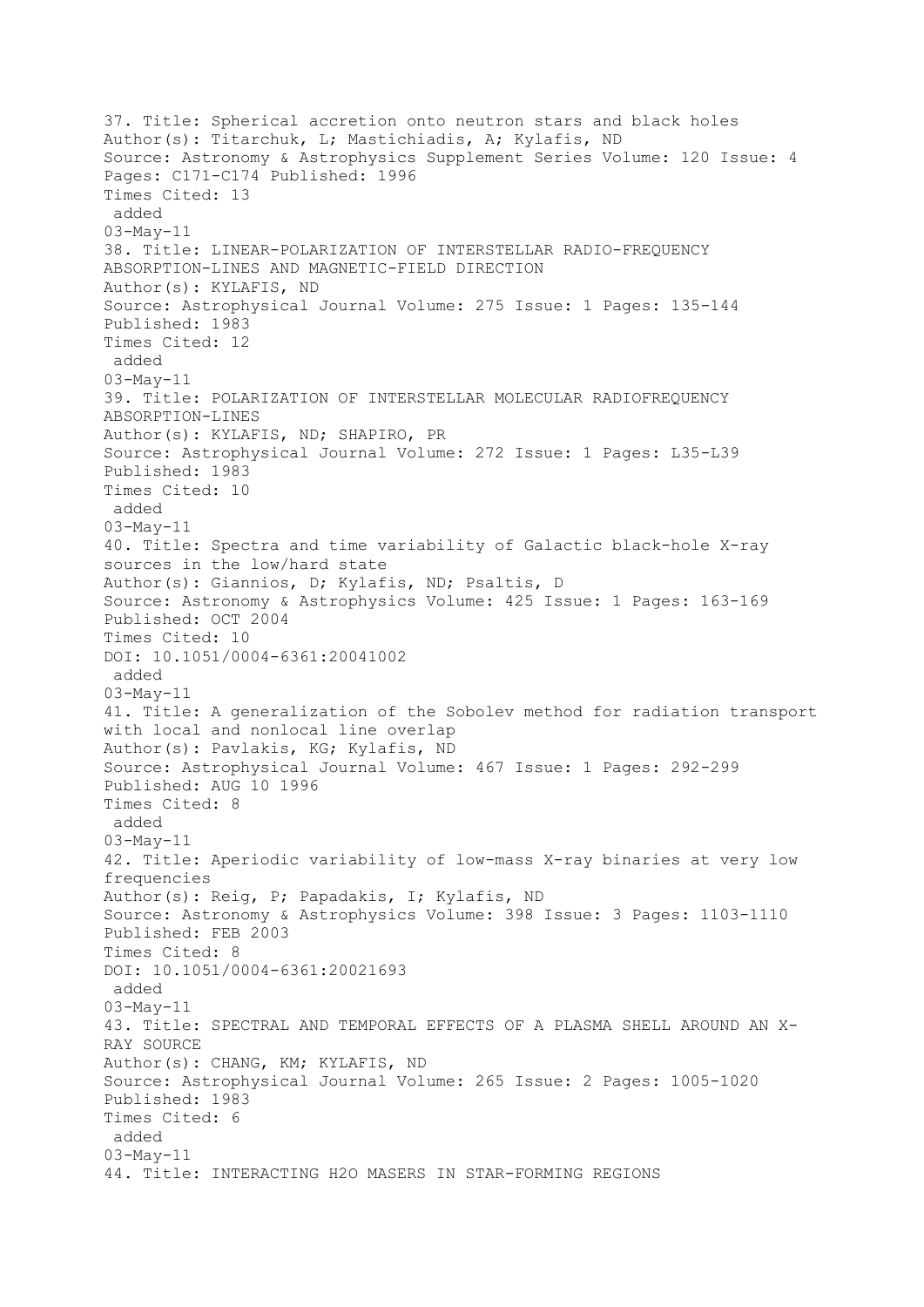37. Title: Spherical accretion onto neutron stars and black holes
Author(s): Titarchuk, L; Mastichiadis, A; Kylafis, ND
Source: Astronomy & Astrophysics Supplement Series Volume: 120 Issue: 4 Pages: C171-C174 Published: 1996
Times Cited: 13
added
03-May-11

38. Title: LINEAR-POLARIZATION OF INTERSTELLAR RADIO-FREQUENCY ABSORPTION-LINES AND MAGNETIC-FIELD DIRECTION
Author(s): KYLAFIS, ND
Source: Astrophysical Journal Volume: 275 Issue: 1 Pages: 135-144 Published: 1983
Times Cited: 12
added
03-May-11

39. Title: POLARIZATION OF INTERSTELLAR MOLECULAR RADIOFREQUENCY ABSORPTION-LINES
Author(s): KYLAFIS, ND; SHAPIRO, PR
Source: Astrophysical Journal Volume: 272 Issue: 1 Pages: L35-L39 Published: 1983
Times Cited: 10
added
03-May-11

40. Title: Spectra and time variability of Galactic black-hole X-ray sources in the low/hard state
Author(s): Giannios, D; Kylafis, ND; Psaltis, D
Source: Astronomy & Astrophysics Volume: 425 Issue: 1 Pages: 163-169 Published: OCT 2004
Times Cited: 10
DOI: 10.1051/0004-6361:20041002
added
03-May-11

41. Title: A generalization of the Sobolev method for radiation transport with local and nonlocal line overlap
Author(s): Pavlakis, KG; Kylafis, ND
Source: Astrophysical Journal Volume: 467 Issue: 1 Pages: 292-299 Published: AUG 10 1996
Times Cited: 8
added
03-May-11

42. Title: Aperiodic variability of low-mass X-ray binaries at very low frequencies
Author(s): Reig, P; Papadakis, I; Kylafis, ND
Source: Astronomy & Astrophysics Volume: 398 Issue: 3 Pages: 1103-1110 Published: FEB 2003
Times Cited: 8
DOI: 10.1051/0004-6361:20021693
added
03-May-11

43. Title: SPECTRAL AND TEMPORAL EFFECTS OF A PLASMA SHELL AROUND AN X-RAY SOURCE
Author(s): CHANG, KM; KYLAFIS, ND
Source: Astrophysical Journal Volume: 265 Issue: 2 Pages: 1005-1020 Published: 1983
Times Cited: 6
added
03-May-11

44. Title: INTERACTING H2O MASERS IN STAR-FORMING REGIONS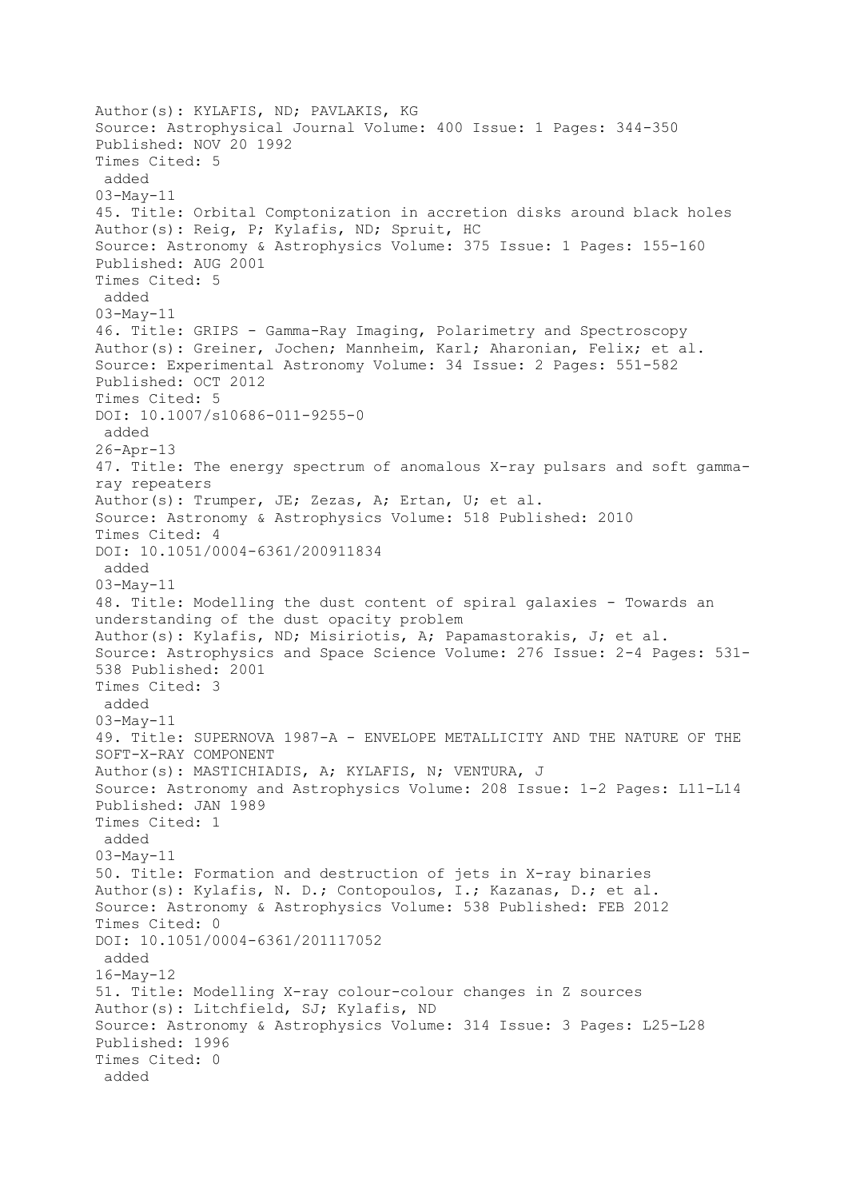Author(s): KYLAFIS, ND; PAVLAKIS, KG
Source: Astrophysical Journal Volume: 400 Issue: 1 Pages: 344-350
Published: NOV 20 1992
Times Cited: 5
added
03-May-11

45. Title: Orbital Comptonization in accretion disks around black holes
Author(s): Reig, P; Kylafis, ND; Spruit, HC
Source: Astronomy & Astrophysics Volume: 375 Issue: 1 Pages: 155-160
Published: AUG 2001
Times Cited: 5
added
03-May-11

46. Title: GRIPS - Gamma-Ray Imaging, Polarimetry and Spectroscopy
Author(s): Greiner, Jochen; Mannheim, Karl; Aharonian, Felix; et al.
Source: Experimental Astronomy Volume: 34 Issue: 2 Pages: 551-582
Published: OCT 2012
Times Cited: 5
DOI: 10.1007/s10686-011-9255-0
added
26-Apr-13

47. Title: The energy spectrum of anomalous X-ray pulsars and soft gamma-ray repeaters
Author(s): Trumper, JE; Zezas, A; Ertan, U; et al.
Source: Astronomy & Astrophysics Volume: 518 Published: 2010
Times Cited: 4
DOI: 10.1051/0004-6361/200911834
added
03-May-11

48. Title: Modelling the dust content of spiral galaxies - Towards an understanding of the dust opacity problem
Author(s): Kylafis, ND; Misiriotis, A; Papamastorakis, J; et al.
Source: Astrophysics and Space Science Volume: 276 Issue: 2-4 Pages: 531-538 Published: 2001
Times Cited: 3
added
03-May-11

49. Title: SUPERNOVA 1987-A - ENVELOPE METALLICITY AND THE NATURE OF THE SOFT-X-RAY COMPONENT
Author(s): MASTICHIADIS, A; KYLAFIS, N; VENTURA, J
Source: Astronomy and Astrophysics Volume: 208 Issue: 1-2 Pages: L11-L14
Published: JAN 1989
Times Cited: 1
added
03-May-11

50. Title: Formation and destruction of jets in X-ray binaries
Author(s): Kylafis, N. D.; Contopoulos, I.; Kazanas, D.; et al.
Source: Astronomy & Astrophysics Volume: 538 Published: FEB 2012
Times Cited: 0
DOI: 10.1051/0004-6361/201117052
added
16-May-12

51. Title: Modelling X-ray colour-colour changes in Z sources
Author(s): Litchfield, SJ; Kylafis, ND
Source: Astronomy & Astrophysics Volume: 314 Issue: 3 Pages: L25-L28
Published: 1996
Times Cited: 0
added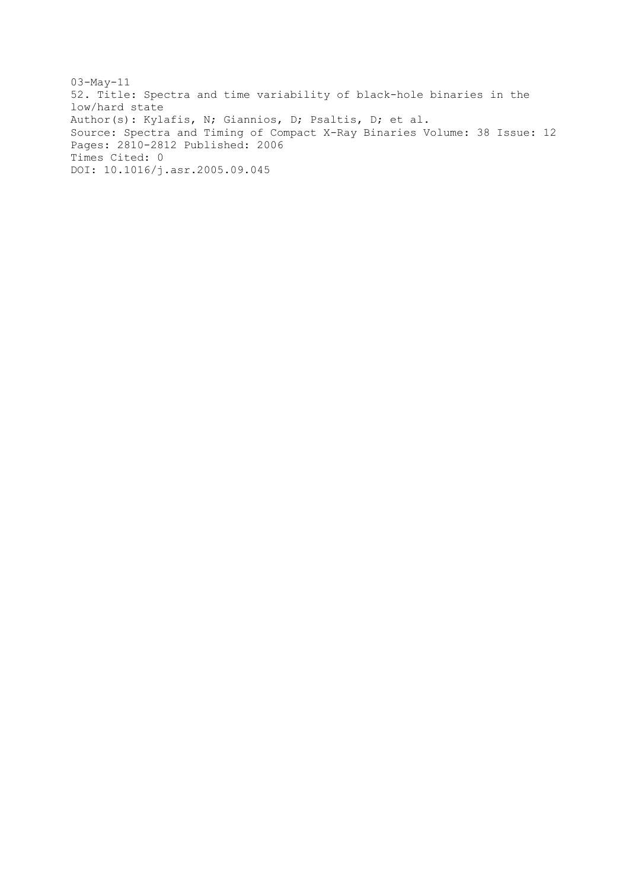03-May-11

52. Title: Spectra and time variability of black-hole binaries in the low/hard state
Author(s): Kylafis, N; Giannios, D; Psaltis, D; et al.
Source: Spectra and Timing of Compact X-Ray Binaries Volume: 38 Issue: 12 Pages: 2810-2812 Published: 2006
Times Cited: 0
DOI: 10.1016/j.asr.2005.09.045